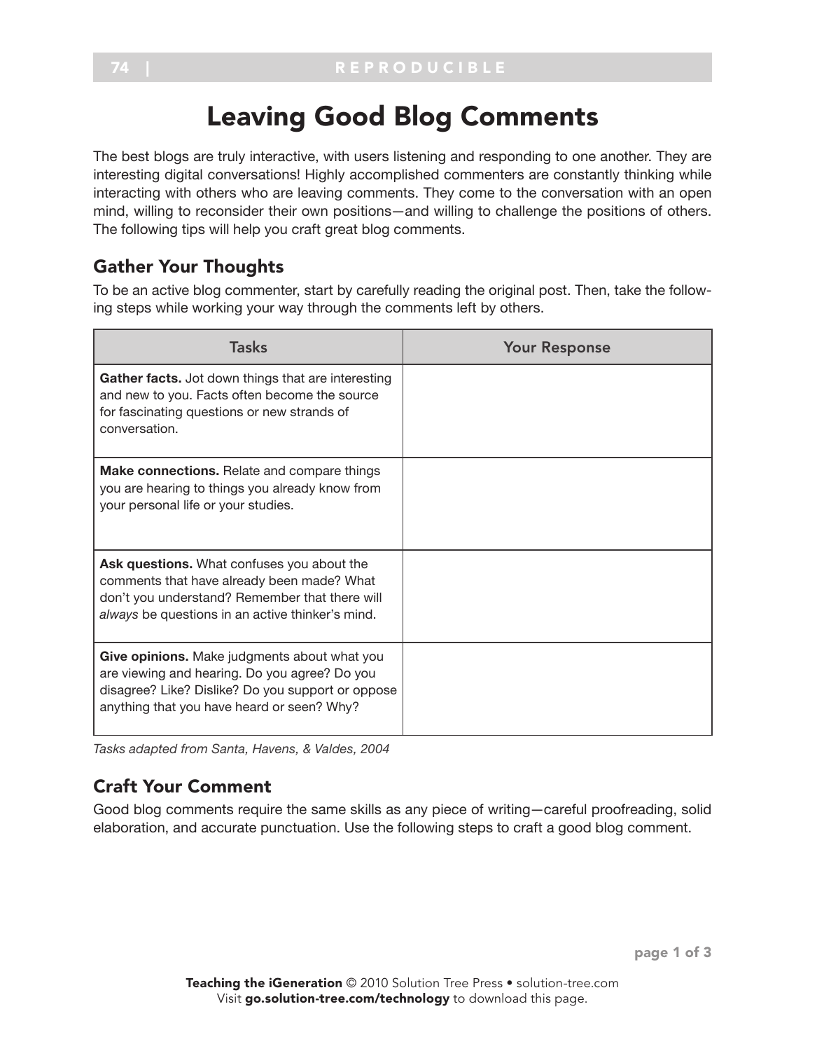# Leaving Good Blog Comments

The best blogs are truly interactive, with users listening and responding to one another. They are interesting digital conversations! Highly accomplished commenters are constantly thinking while interacting with others who are leaving comments. They come to the conversation with an open mind, willing to reconsider their own positions—and willing to challenge the positions of others. The following tips will help you craft great blog comments.

## Gather Your Thoughts

To be an active blog commenter, start by carefully reading the original post. Then, take the following steps while working your way through the comments left by others.

| Tasks | Your Response |
|---|---|
| **Gather facts.** Jot down things that are interesting and new to you. Facts often become the source for fascinating questions or new strands of conversation. | |
| **Make connections.** Relate and compare things you are hearing to things you already know from your personal life or your studies. | |
| **Ask questions.** What confuses you about the comments that have already been made? What don't you understand? Remember that there will *always* be questions in an active thinker's mind. | |
| **Give opinions.** Make judgments about what you are viewing and hearing. Do you agree? Do you disagree? Like? Dislike? Do you support or oppose anything that you have heard or seen? Why? | |

*Tasks adapted from Santa, Havens, & Valdes, 2004*

## Craft Your Comment

Good blog comments require the same skills as any piece of writing—careful proofreading, solid elaboration, and accurate punctuation. Use the following steps to craft a good blog comment.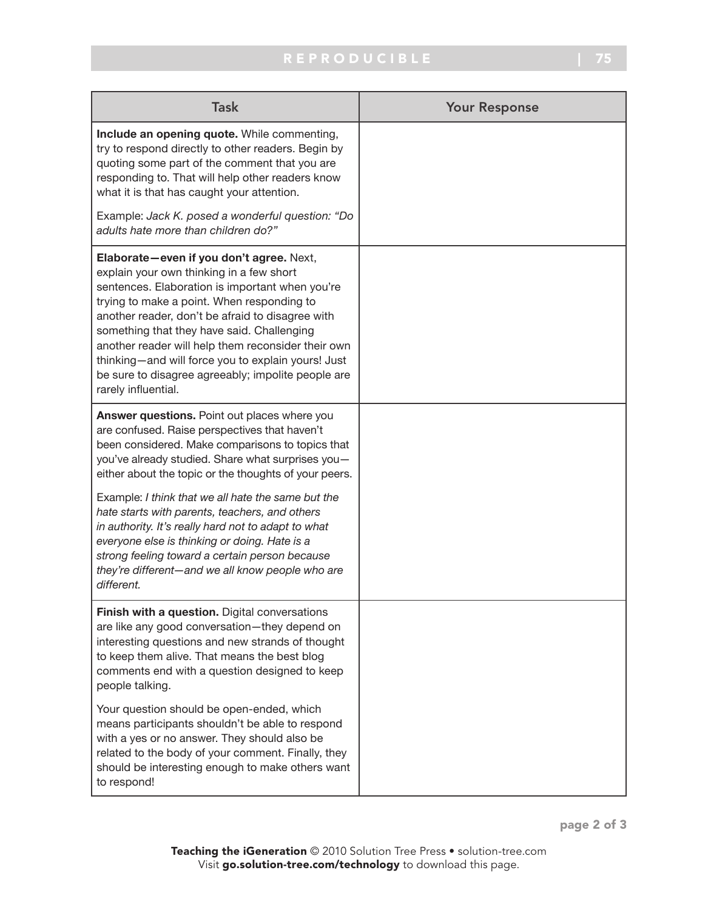| Task | Your Response |
| --- | --- |
| **Include an opening quote.** While commenting, try to respond directly to other readers. Begin by quoting some part of the comment that you are responding to. That will help other readers know what it is that has caught your attention.<br><br>Example: *Jack K. posed a wonderful question: "Do adults hate more than children do?"* | |
| **Elaborate—even if you don't agree.** Next, explain your own thinking in a few short sentences. Elaboration is important when you're trying to make a point. When responding to another reader, don't be afraid to disagree with something that they have said. Challenging another reader will help them reconsider their own thinking—and will force you to explain yours! Just be sure to disagree agreeably; impolite people are rarely influential. | |
| **Answer questions.** Point out places where you are confused. Raise perspectives that haven't been considered. Make comparisons to topics that you've already studied. Share what surprises you—either about the topic or the thoughts of your peers.<br><br>Example: *I think that we all hate the same but the hate starts with parents, teachers, and others in authority. It's really hard not to adapt to what everyone else is thinking or doing. Hate is a strong feeling toward a certain person because they're different—and we all know people who are different.* | |
| **Finish with a question.** Digital conversations are like any good conversation—they depend on interesting questions and new strands of thought to keep them alive. That means the best blog comments end with a question designed to keep people talking.<br><br>Your question should be open-ended, which means participants shouldn't be able to respond with a yes or no answer. They should also be related to the body of your comment. Finally, they should be interesting enough to make others want to respond! | |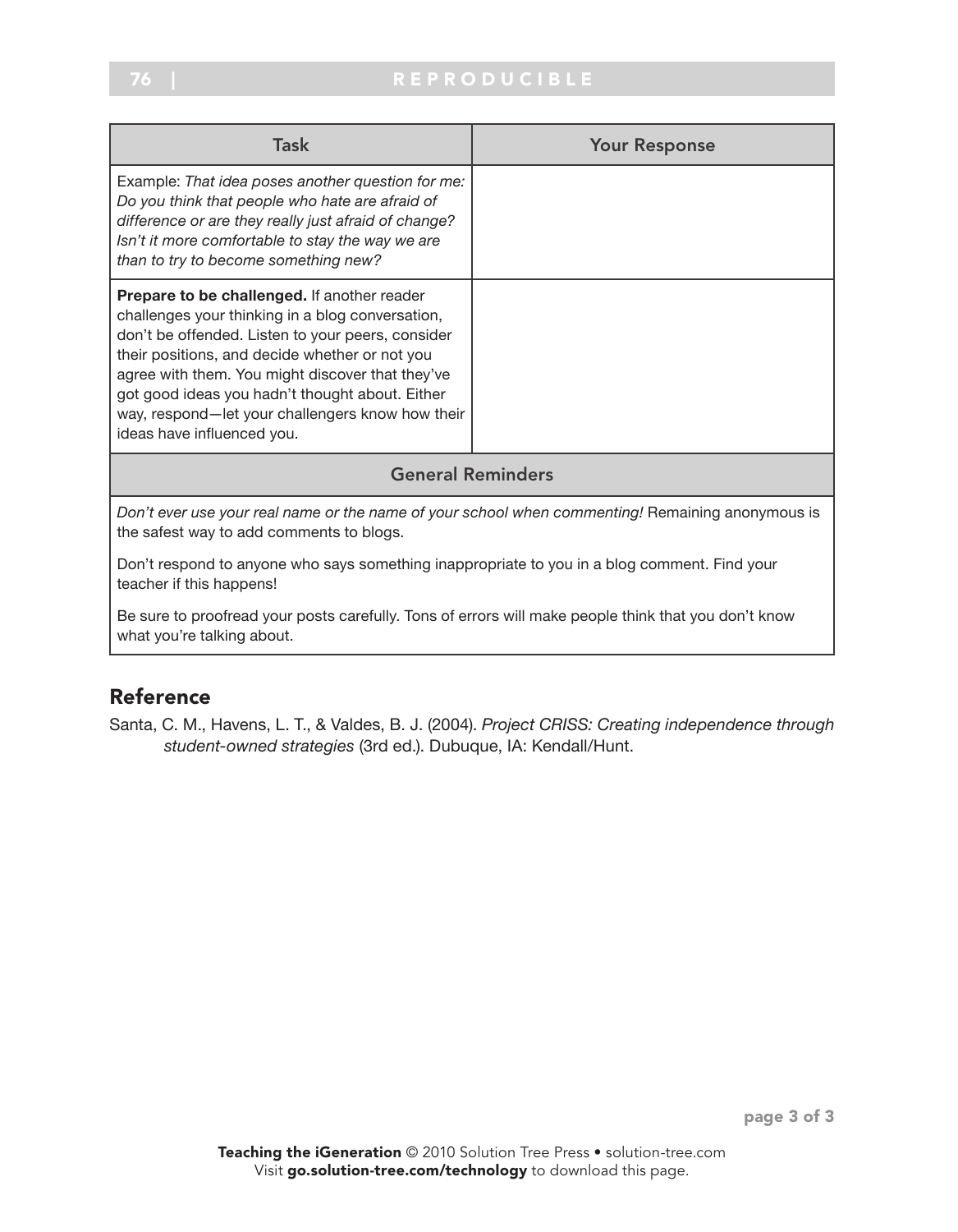| Task | Your Response |
| --- | --- |
| Example: *That idea poses another question for me: Do you think that people who hate are afraid of difference or are they really just afraid of change? Isn't it more comfortable to stay the way we are than to try to become something new?* | |
| **Prepare to be challenged.** If another reader challenges your thinking in a blog conversation, don't be offended. Listen to your peers, consider their positions, and decide whether or not you agree with them. You might discover that they've got good ideas you hadn't thought about. Either way, respond—let your challengers know how their ideas have influenced you. | |

| General Reminders |
| --- |
| *Don't ever use your real name or the name of your school when commenting!* Remaining anonymous is the safest way to add comments to blogs. |
| Don't respond to anyone who says something inappropriate to you in a blog comment. Find your teacher if this happens! |
| Be sure to proofread your posts carefully. Tons of errors will make people think that you don't know what you're talking about. |

## Reference

Santa, C. M., Havens, L. T., & Valdes, B. J. (2004). *Project CRISS: Creating independence through student-owned strategies* (3rd ed.). Dubuque, IA: Kendall/Hunt.